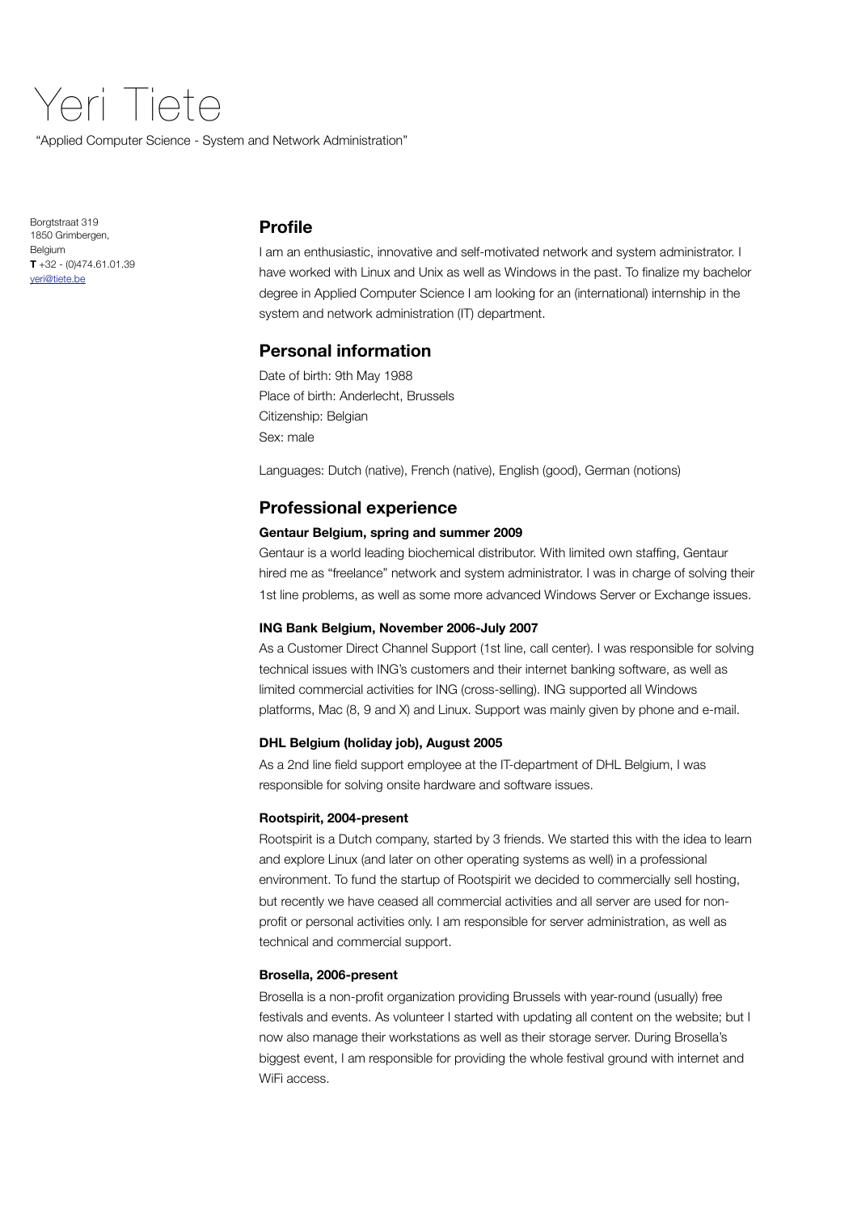# Yeri Tiete

"Applied Computer Science - System and Network Administration"

Borgtstraat 319
1850 Grimbergen,
Belgium
**T** +32 - (0)474.61.01.39
[yeri@tiete.be](mailto:yeri@tiete.be)

## Profile

I am an enthusiastic, innovative and self-motivated network and system administrator. I have worked with Linux and Unix as well as Windows in the past. To finalize my bachelor degree in Applied Computer Science I am looking for an (international) internship in the system and network administration (IT) department.

## Personal information

Date of birth: 9th May 1988
Place of birth: Anderlecht, Brussels
Citizenship: Belgian
Sex: male

Languages: Dutch (native), French (native), English (good), German (notions)

## Professional experience

**Gentaur Belgium, spring and summer 2009**

Gentaur is a world leading biochemical distributor. With limited own staffing, Gentaur hired me as "freelance" network and system administrator. I was in charge of solving their 1st line problems, as well as some more advanced Windows Server or Exchange issues.

**ING Bank Belgium, November 2006-July 2007**

As a Customer Direct Channel Support (1st line, call center). I was responsible for solving technical issues with ING's customers and their internet banking software, as well as limited commercial activities for ING (cross-selling). ING supported all Windows platforms, Mac (8, 9 and X) and Linux. Support was mainly given by phone and e-mail.

**DHL Belgium (holiday job), August 2005**

As a 2nd line field support employee at the IT-department of DHL Belgium, I was responsible for solving onsite hardware and software issues.

**Rootspirit, 2004-present**

Rootspirit is a Dutch company, started by 3 friends. We started this with the idea to learn and explore Linux (and later on other operating systems as well) in a professional environment. To fund the startup of Rootspirit we decided to commercially sell hosting, but recently we have ceased all commercial activities and all server are used for non-profit or personal activities only. I am responsible for server administration, as well as technical and commercial support.

**Brosella, 2006-present**

Brosella is a non-profit organization providing Brussels with year-round (usually) free festivals and events. As volunteer I started with updating all content on the website; but I now also manage their workstations as well as their storage server. During Brosella's biggest event, I am responsible for providing the whole festival ground with internet and WiFi access.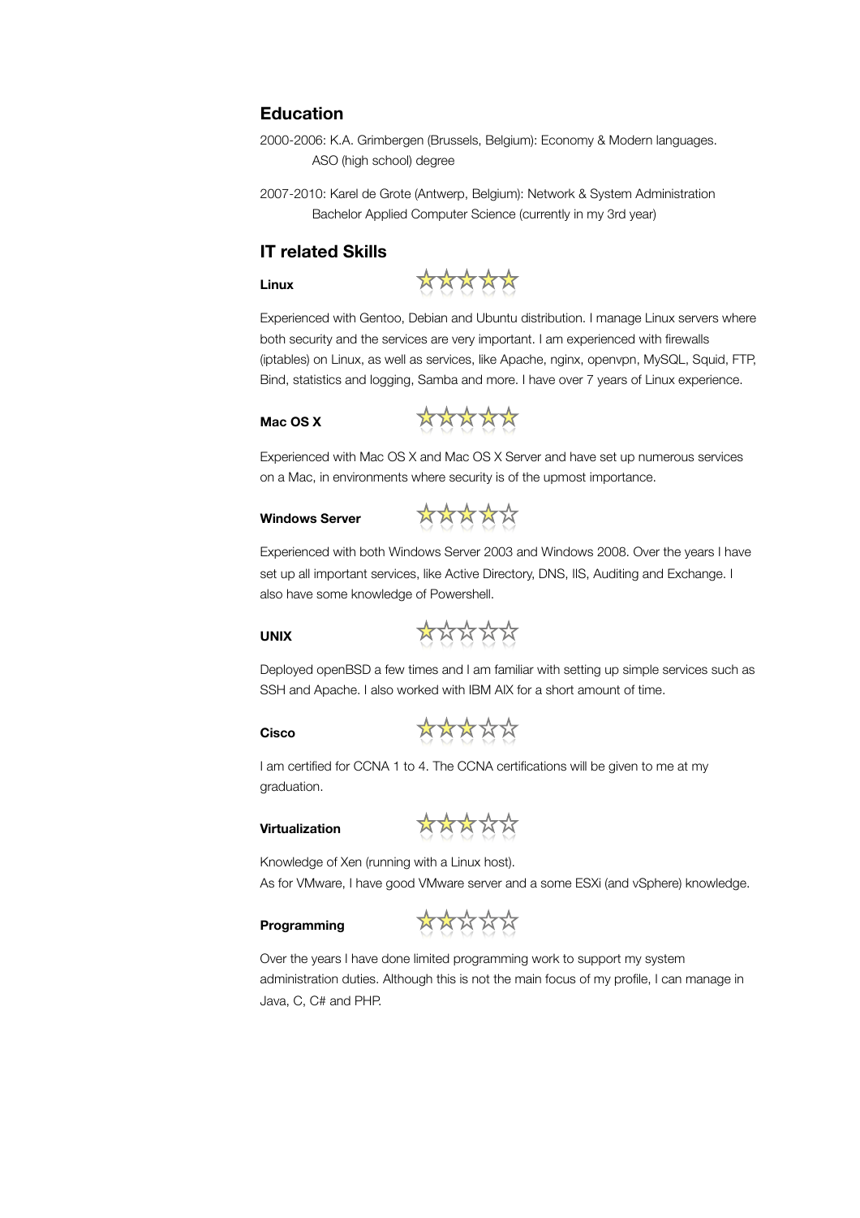## Education

2000-2006: K.A. Grimbergen (Brussels, Belgium): Economy & Modern languages.
ASO (high school) degree

2007-2010: Karel de Grote (Antwerp, Belgium): Network & System Administration
Bachelor Applied Computer Science (currently in my 3rd year)

## IT related Skills

**Linux** ★★★★★

Experienced with Gentoo, Debian and Ubuntu distribution. I manage Linux servers where both security and the services are very important. I am experienced with firewalls (iptables) on Linux, as well as services, like Apache, nginx, openvpn, MySQL, Squid, FTP, Bind, statistics and logging, Samba and more. I have over 7 years of Linux experience.

**Mac OS X** ★★★★★

Experienced with Mac OS X and Mac OS X Server and have set up numerous services on a Mac, in environments where security is of the upmost importance.

**Windows Server** ★★★★☆

Experienced with both Windows Server 2003 and Windows 2008. Over the years I have set up all important services, like Active Directory, DNS, IIS, Auditing and Exchange. I also have some knowledge of Powershell.

**UNIX** ★☆☆☆☆

Deployed openBSD a few times and I am familiar with setting up simple services such as SSH and Apache. I also worked with IBM AIX for a short amount of time.

**Cisco** ★★★☆☆

I am certified for CCNA 1 to 4. The CCNA certifications will be given to me at my graduation.

**Virtualization** ★★★☆☆

Knowledge of Xen (running with a Linux host).
As for VMware, I have good VMware server and a some ESXi (and vSphere) knowledge.

**Programming** ★★☆☆☆

Over the years I have done limited programming work to support my system administration duties. Although this is not the main focus of my profile, I can manage in Java, C, C# and PHP.